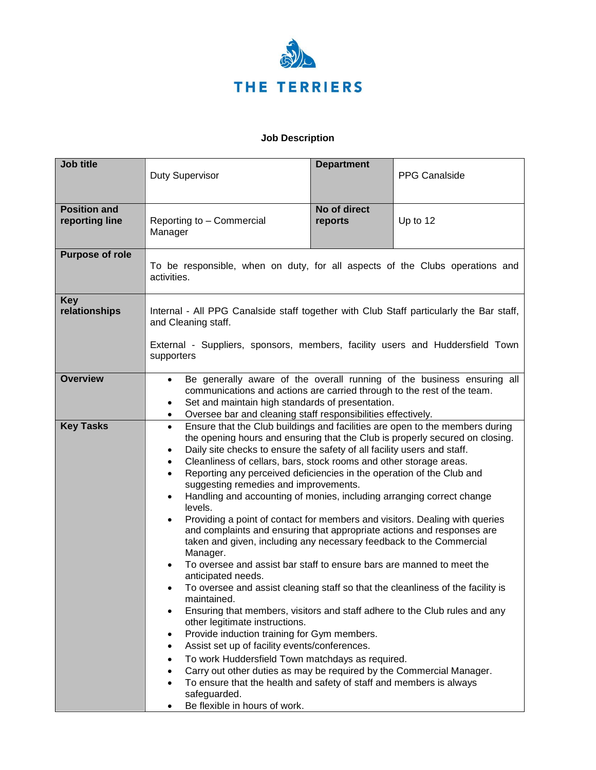THE TERRIERS

**Job Description**

| Job title | Duty Supervisor | Department | PPG Canalside |
|---|---|---|---|
| **Position and reporting line** | Reporting to – Commercial Manager | **No of direct reports** | Up to 12 |
| **Purpose of role** | To be responsible, when on duty, for all aspects of the Clubs operations and activities. | | |
| **Key relationships** | Internal - All PPG Canalside staff together with Club Staff particularly the Bar staff, and Cleaning staff.<br><br>External - Suppliers, sponsors, members, facility users and Huddersfield Town supporters | | |
| **Overview** | • Be generally aware of the overall running of the business ensuring all communications and actions are carried through to the rest of the team.<br>• Set and maintain high standards of presentation.<br>• Oversee bar and cleaning staff responsibilities effectively. | | |
| **Key Tasks** | • Ensure that the Club buildings and facilities are open to the members during the opening hours and ensuring that the Club is properly secured on closing.<br>• Daily site checks to ensure the safety of all facility users and staff.<br>• Cleanliness of cellars, bars, stock rooms and other storage areas.<br>• Reporting any perceived deficiencies in the operation of the Club and suggesting remedies and improvements.<br>• Handling and accounting of monies, including arranging correct change levels.<br>• Providing a point of contact for members and visitors. Dealing with queries and complaints and ensuring that appropriate actions and responses are taken and given, including any necessary feedback to the Commercial Manager.<br>• To oversee and assist bar staff to ensure bars are manned to meet the anticipated needs.<br>• To oversee and assist cleaning staff so that the cleanliness of the facility is maintained.<br>• Ensuring that members, visitors and staff adhere to the Club rules and any other legitimate instructions.<br>• Provide induction training for Gym members.<br>• Assist set up of facility events/conferences.<br>• To work Huddersfield Town matchdays as required.<br>• Carry out other duties as may be required by the Commercial Manager.<br>• To ensure that the health and safety of staff and members is always safeguarded.<br>• Be flexible in hours of work. | | |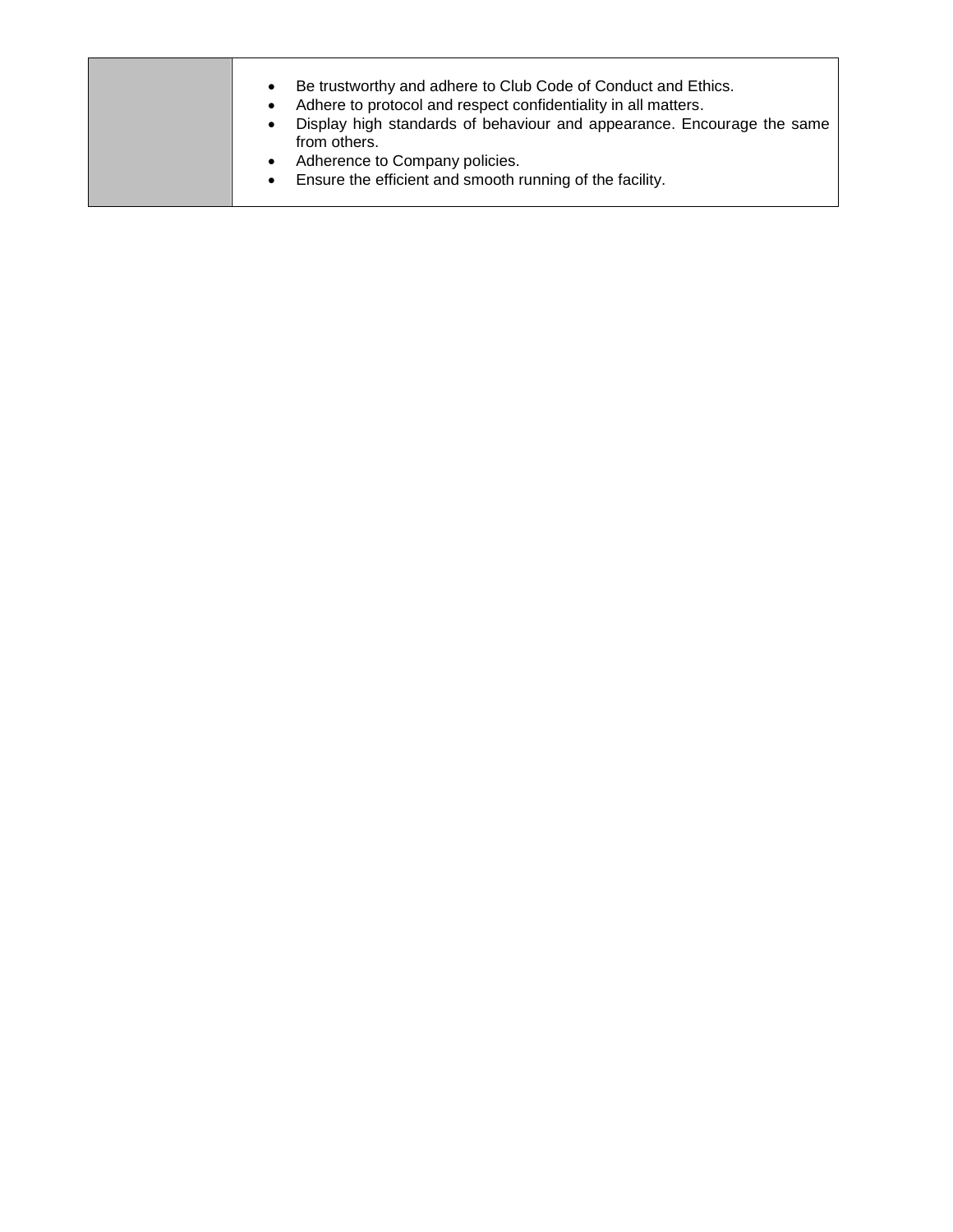| | |
|---|---|
| | • Be trustworthy and adhere to Club Code of Conduct and Ethics.<br>• Adhere to protocol and respect confidentiality in all matters.<br>• Display high standards of behaviour and appearance. Encourage the same from others.<br>• Adherence to Company policies.<br>• Ensure the efficient and smooth running of the facility. |